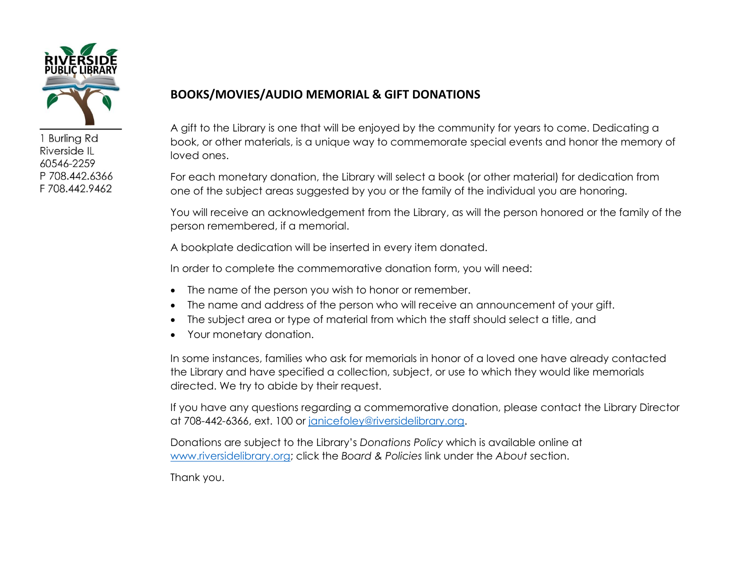RIVERSIDE PUBLIC LIBRARY

1 Burling Rd
Riverside IL
60546-2259
P 708.442.6366
F 708.442.9462

## BOOKS/MOVIES/AUDIO MEMORIAL & GIFT DONATIONS

A gift to the Library is one that will be enjoyed by the community for years to come. Dedicating a book, or other materials, is a unique way to commemorate special events and honor the memory of loved ones.

For each monetary donation, the Library will select a book (or other material) for dedication from one of the subject areas suggested by you or the family of the individual you are honoring.

You will receive an acknowledgement from the Library, as will the person honored or the family of the person remembered, if a memorial.

A bookplate dedication will be inserted in every item donated.

In order to complete the commemorative donation form, you will need:

- The name of the person you wish to honor or remember.
- The name and address of the person who will receive an announcement of your gift.
- The subject area or type of material from which the staff should select a title, and
- Your monetary donation.

In some instances, families who ask for memorials in honor of a loved one have already contacted the Library and have specified a collection, subject, or use to which they would like memorials directed. We try to abide by their request.

If you have any questions regarding a commemorative donation, please contact the Library Director at 708-442-6366, ext. 100 or janicefoley@riversidelibrary.org.

Donations are subject to the Library's *Donations Policy* which is available online at www.riversidelibrary.org; click the *Board & Policies* link under the *About* section.

Thank you.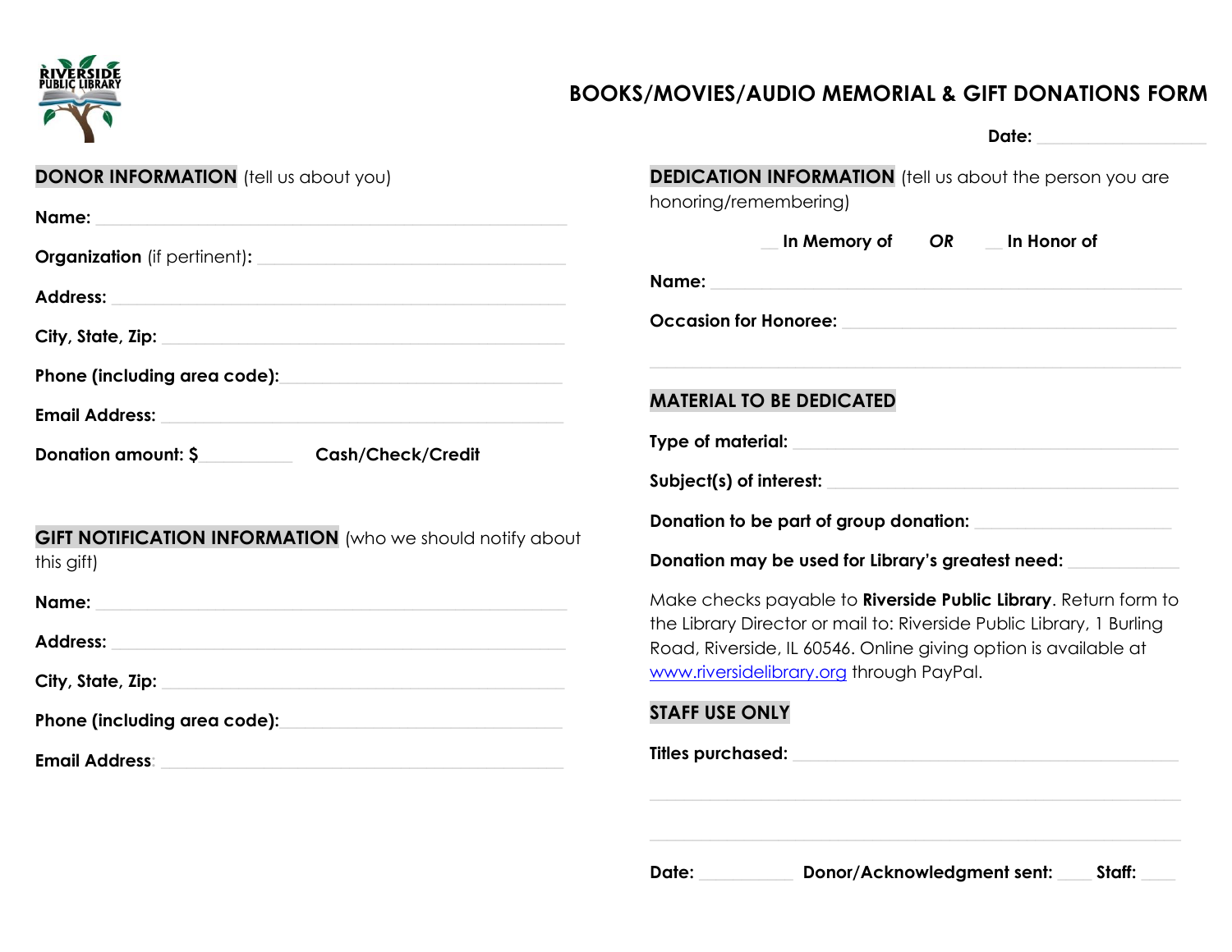RIVERSIDE PUBLIC LIBRARY

# BOOKS/MOVIES/AUDIO MEMORIAL & GIFT DONATIONS FORM

**Date:** ____________________

## DONOR INFORMATION (tell us about you)

**Name:** ____________________________________________

**Organization** (if pertinent)**:** ______________________________

**Address:** __________________________________________

**City, State, Zip:** ____________________________________

**Phone (including area code):** __________________________

**Email Address:** ______________________________________

**Donation amount: $**__________ **Cash/Check/Credit**

## GIFT NOTIFICATION INFORMATION (who we should notify about this gift)

**Name:** ____________________________________________

**Address:** __________________________________________

**City, State, Zip:** ____________________________________

**Phone (including area code):** __________________________

**Email Address:** ______________________________________

## DEDICATION INFORMATION (tell us about the person you are honoring/remembering)

__ **In Memory of** ***OR*** __ **In Honor of**

**Name:** ____________________________________________

**Occasion for Honoree:** ________________________________

______________________________________________________

## MATERIAL TO BE DEDICATED

**Type of material:** ____________________________________

**Subject(s) of interest:** _________________________________

**Donation to be part of group donation:** ____________________

**Donation may be used for Library's greatest need:** __________

Make checks payable to **Riverside Public Library**. Return form to the Library Director or mail to: Riverside Public Library, 1 Burling Road, Riverside, IL 60546. Online giving option is available at www.riversidelibrary.org through PayPal.

## STAFF USE ONLY

**Titles purchased:** ____________________________________

______________________________________________________

______________________________________________________

**Date:** __________ **Donor/Acknowledgment sent:** ____ **Staff:** ____